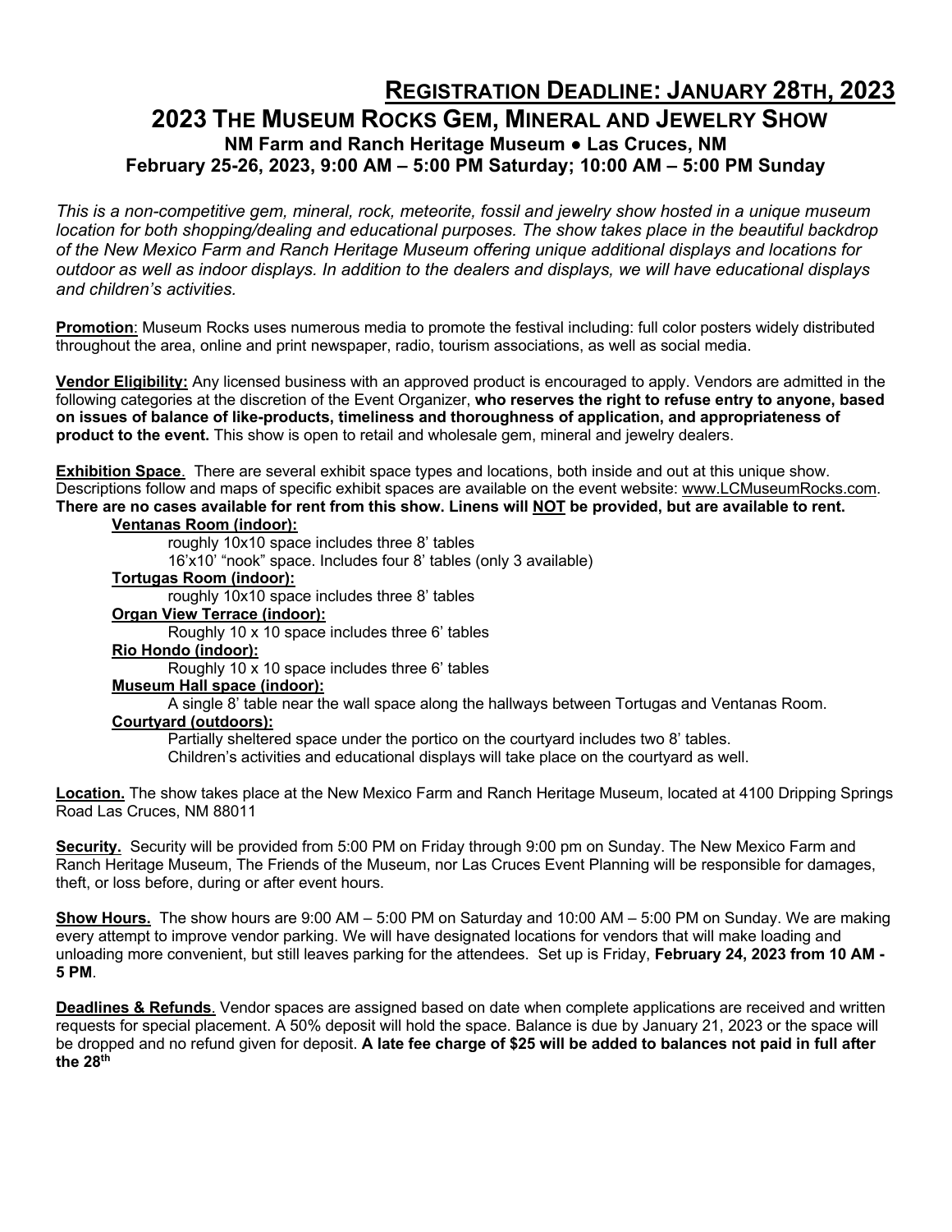## Registration Deadline: January 28th, 2023

# 2023 The Museum Rocks Gem, Mineral and Jewelry Show

### NM Farm and Ranch Heritage Museum ● Las Cruces, NM

### February 25-26, 2023, 9:00 AM – 5:00 PM Saturday; 10:00 AM – 5:00 PM Sunday

*This is a non-competitive gem, mineral, rock, meteorite, fossil and jewelry show hosted in a unique museum location for both shopping/dealing and educational purposes. The show takes place in the beautiful backdrop of the New Mexico Farm and Ranch Heritage Museum offering unique additional displays and locations for outdoor as well as indoor displays. In addition to the dealers and displays, we will have educational displays and children's activities.*

**Promotion**: Museum Rocks uses numerous media to promote the festival including: full color posters widely distributed throughout the area, online and print newspaper, radio, tourism associations, as well as social media.

**Vendor Eligibility:** Any licensed business with an approved product is encouraged to apply. Vendors are admitted in the following categories at the discretion of the Event Organizer, **who reserves the right to refuse entry to anyone, based on issues of balance of like-products, timeliness and thoroughness of application, and appropriateness of product to the event.** This show is open to retail and wholesale gem, mineral and jewelry dealers.

**Exhibition Space**. There are several exhibit space types and locations, both inside and out at this unique show. Descriptions follow and maps of specific exhibit spaces are available on the event website: www.LCMuseumRocks.com. **There are no cases available for rent from this show. Linens will NOT be provided, but are available to rent.**

**Ventanas Room (indoor):**
- roughly 10x10 space includes three 8' tables
- 16'x10' "nook" space. Includes four 8' tables (only 3 available)

**Tortugas Room (indoor):**
- roughly 10x10 space includes three 8' tables

**Organ View Terrace (indoor):**
- Roughly 10 x 10 space includes three 6' tables

**Rio Hondo (indoor):**
- Roughly 10 x 10 space includes three 6' tables

**Museum Hall space (indoor):**
- A single 8' table near the wall space along the hallways between Tortugas and Ventanas Room.

**Courtyard (outdoors):**
- Partially sheltered space under the portico on the courtyard includes two 8' tables.
- Children's activities and educational displays will take place on the courtyard as well.

**Location.** The show takes place at the New Mexico Farm and Ranch Heritage Museum, located at 4100 Dripping Springs Road Las Cruces, NM 88011

**Security.** Security will be provided from 5:00 PM on Friday through 9:00 pm on Sunday. The New Mexico Farm and Ranch Heritage Museum, The Friends of the Museum, nor Las Cruces Event Planning will be responsible for damages, theft, or loss before, during or after event hours.

**Show Hours.** The show hours are 9:00 AM – 5:00 PM on Saturday and 10:00 AM – 5:00 PM on Sunday. We are making every attempt to improve vendor parking. We will have designated locations for vendors that will make loading and unloading more convenient, but still leaves parking for the attendees. Set up is Friday, **February 24, 2023 from 10 AM - 5 PM**.

**Deadlines & Refunds**. Vendor spaces are assigned based on date when complete applications are received and written requests for special placement. A 50% deposit will hold the space. Balance is due by January 21, 2023 or the space will be dropped and no refund given for deposit. **A late fee charge of $25 will be added to balances not paid in full after the 28th**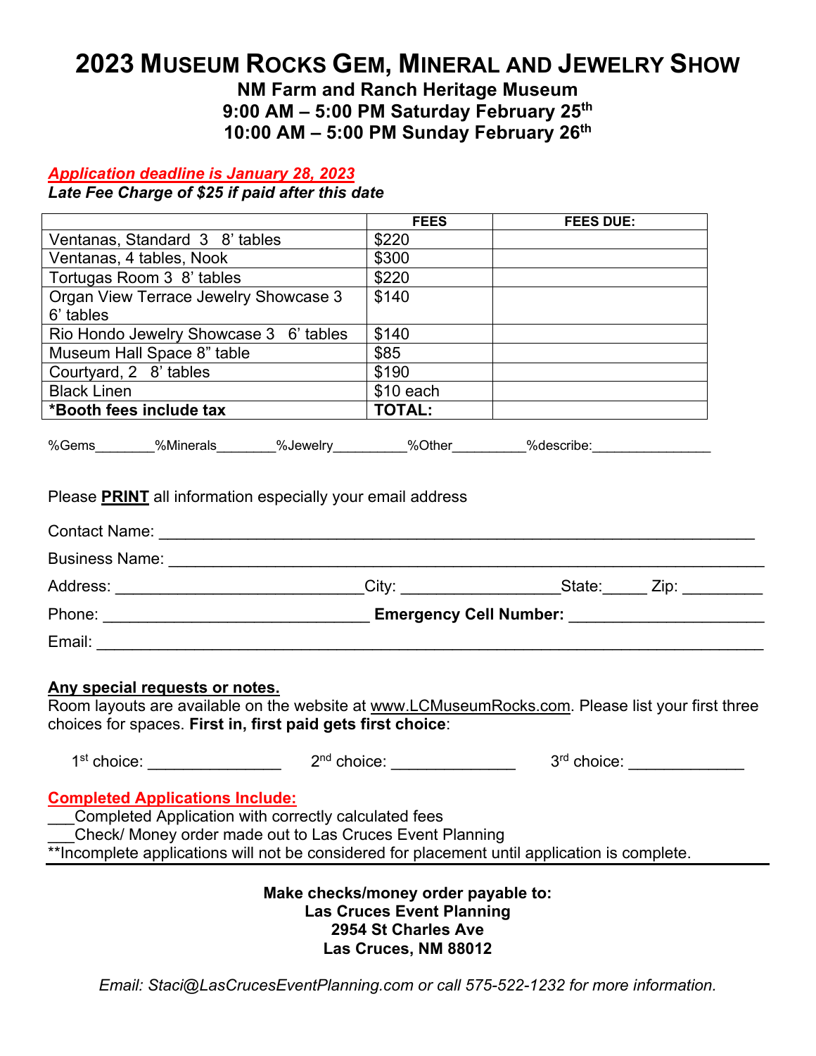# 2023 Museum Rocks Gem, Mineral and Jewelry Show

**NM Farm and Ranch Heritage Museum**
**9:00 AM – 5:00 PM Saturday February 25th**
**10:00 AM – 5:00 PM Sunday February 26th**

***Application deadline is January 28, 2023***
***Late Fee Charge of $25 if paid after this date***

| | FEES | FEES DUE: |
|---|---|---|
| Ventanas, Standard 3 8' tables | $220 | |
| Ventanas, 4 tables, Nook | $300 | |
| Tortugas Room 3 8' tables | $220 | |
| Organ View Terrace Jewelry Showcase 3 6' tables | $140 | |
| Rio Hondo Jewelry Showcase 3 6' tables | $140 | |
| Museum Hall Space 8" table | $85 | |
| Courtyard, 2 8' tables | $190 | |
| Black Linen | $10 each | |
| **\*Booth fees include tax** | **TOTAL:** | |

%Gems________%Minerals________%Jewelry__________%Other__________%describe:________________

Please **PRINT** all information especially your email address

Contact Name: ____________________________________________________________________

Business Name: ____________________________________________________________________

Address: ____________________________City: __________________State:_____ Zip: _________

Phone: ______________________________ **Emergency Cell Number:** ______________________

Email: ____________________________________________________________________________

**Any special requests or notes.**

Room layouts are available on the website at www.LCMuseumRocks.com. Please list your first three choices for spaces. **First in, first paid gets first choice**:

1st choice: _______________ 2nd choice: ______________ 3rd choice: _____________

**Completed Applications Include:**

___Completed Application with correctly calculated fees
___Check/ Money order made out to Las Cruces Event Planning
**Incomplete applications will not be considered for placement until application is complete.

---

**Make checks/money order payable to:**
**Las Cruces Event Planning**
**2954 St Charles Ave**
**Las Cruces, NM 88012**

*Email: Staci@LasCrucesEventPlanning.com or call 575-522-1232 for more information.*